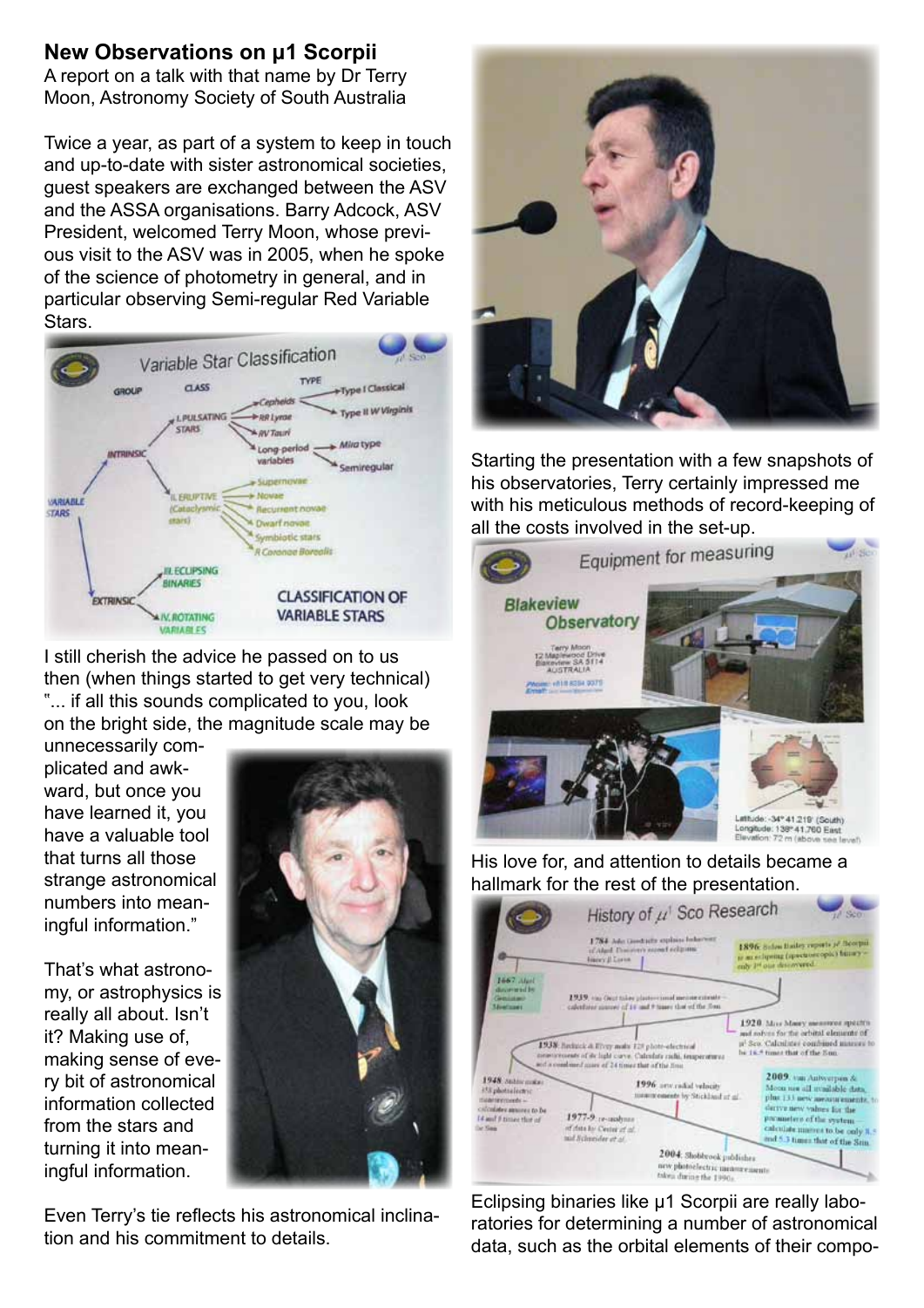## New Observations on μ1 Scorpii

A report on a talk with that name by Dr Terry Moon, Astronomy Society of South Australia

Twice a year, as part of a system to keep in touch and up-to-date with sister astronomical societies, guest speakers are exchanged between the ASV and the ASSA organisations. Barry Adcock, ASV President, welcomed Terry Moon, whose previous visit to the ASV was in 2005, when he spoke of the science of photometry in general, and in particular observing Semi-regular Red Variable Stars.

I still cherish the advice he passed on to us then (when things started to get very technical) "... if all this sounds complicated to you, look on the bright side, the magnitude scale may be unnecessarily complicated and awkward, but once you have learned it, you have a valuable tool that turns all those strange astronomical numbers into meaningful information."

That's what astronomy, or astrophysics is really all about. Isn't it? Making use of, making sense of every bit of astronomical information collected from the stars and turning it into meaningful information.

Even Terry's tie reflects his astronomical inclination and his commitment to details.

Starting the presentation with a few snapshots of his observatories, Terry certainly impressed me with his meticulous methods of record-keeping of all the costs involved in the set-up.

His love for, and attention to details became a hallmark for the rest of the presentation.

Eclipsing binaries like μ1 Scorpii are really laboratories for determining a number of astronomical data, such as the orbital elements of their compo-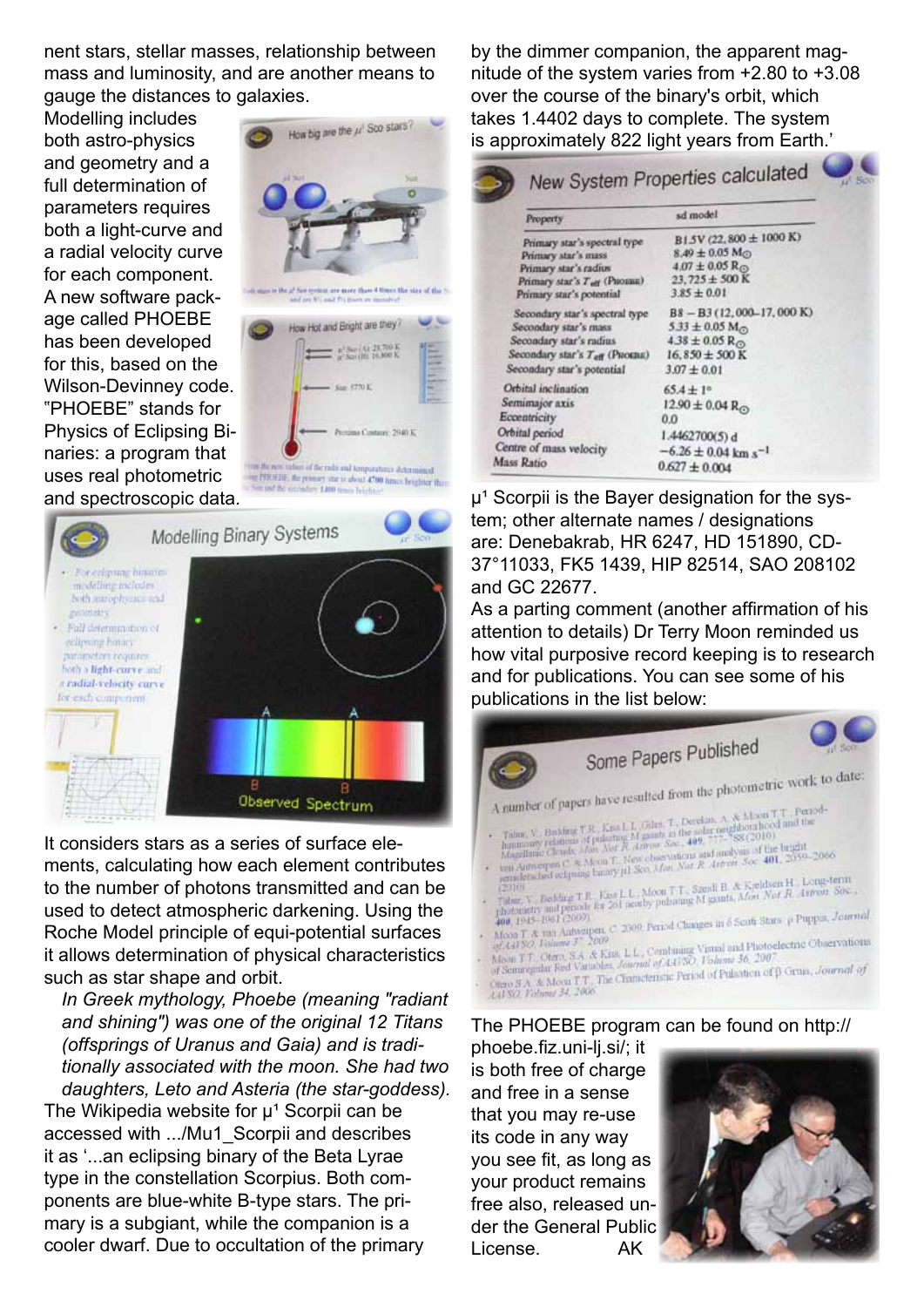nent stars, stellar masses, relationship between mass and luminosity, and are another means to gauge the distances to galaxies.

Modelling includes both astro-physics and geometry and a full determination of parameters requires both a light-curve and a radial velocity curve for each component. A new software package called PHOEBE has been developed for this, based on the Wilson-Devinney code. "PHOEBE" stands for Physics of Eclipsing Binaries: a program that uses real photometric and spectroscopic data.

It considers stars as a series of surface elements, calculating how each element contributes to the number of photons transmitted and can be used to detect atmospheric darkening. Using the Roche Model principle of equi-potential surfaces it allows determination of physical characteristics such as star shape and orbit.

*In Greek mythology, Phoebe (meaning "radiant and shining") was one of the original 12 Titans (offsprings of Uranus and Gaia) and is traditionally associated with the moon. She had two daughters, Leto and Asteria (the star-goddess).*

The Wikipedia website for μ¹ Scorpii can be accessed with .../Mu1_Scorpii and describes it as '...an eclipsing binary of the Beta Lyrae type in the constellation Scorpius. Both components are blue-white B-type stars. The primary is a subgiant, while the companion is a cooler dwarf. Due to occultation of the primary by the dimmer companion, the apparent magnitude of the system varies from +2.80 to +3.08 over the course of the binary's orbit, which takes 1.4402 days to complete. The system is approximately 822 light years from Earth.'

μ¹ Scorpii is the Bayer designation for the system; other alternate names / designations are: Denebakrab, HR 6247, HD 151890, CD-37°11033, FK5 1439, HIP 82514, SAO 208102 and GC 22677.

As a parting comment (another affirmation of his attention to details) Dr Terry Moon reminded us how vital purposive record keeping is to research and for publications. You can see some of his publications in the list below:

The PHOEBE program can be found on http://phoebe.fiz.uni-lj.si/; it is both free of charge and free in a sense that you may re-use its code in any way you see fit, as long as your product remains free also, released under the General Public License. AK